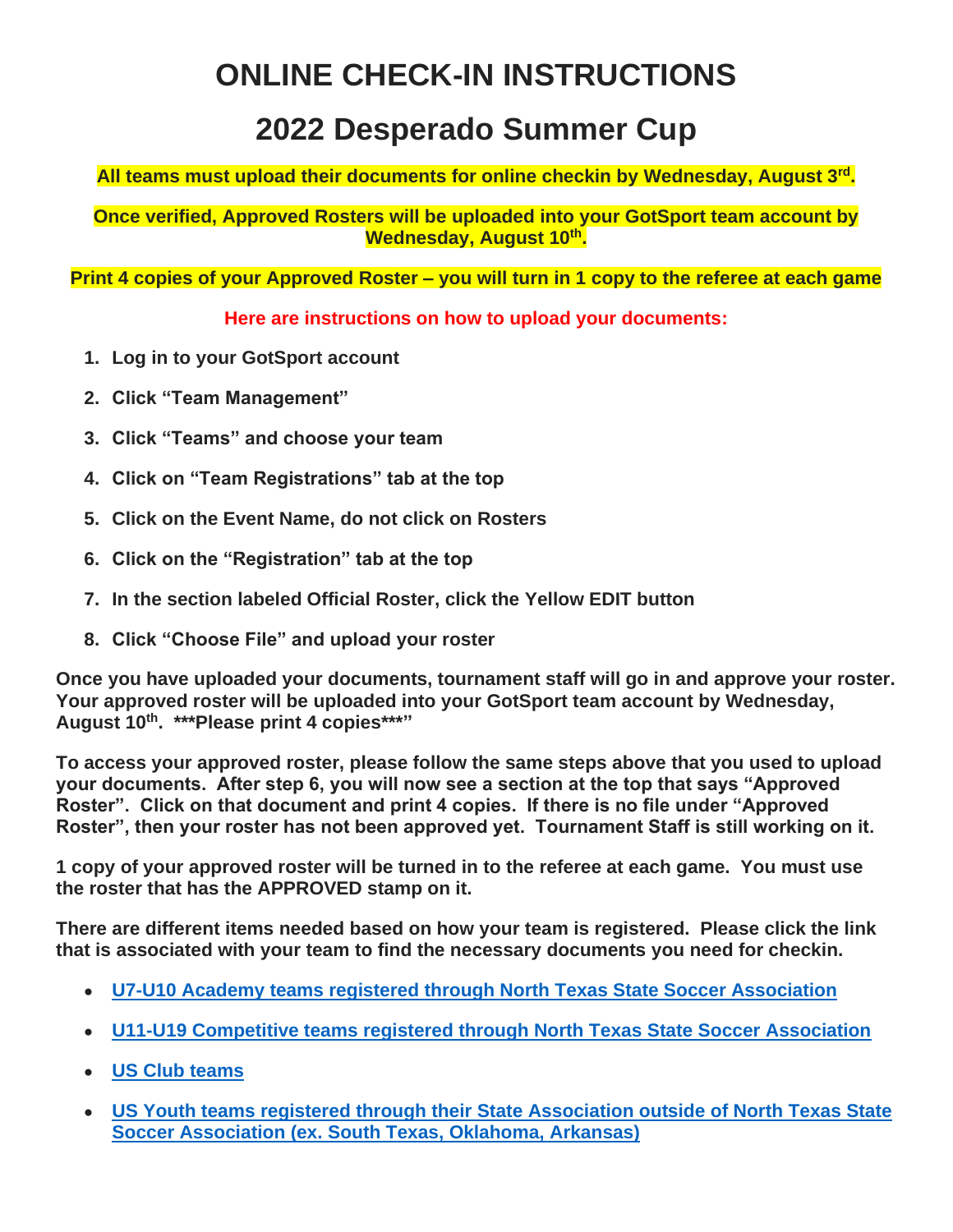# ONLINE CHECK-IN INSTRUCTIONS

# 2022 Desperado Summer Cup

**All teams must upload their documents for online checkin by Wednesday, August 3rd.**

**Once verified, Approved Rosters will be uploaded into your GotSport team account by Wednesday, August 10th.**

**Print 4 copies of your Approved Roster – you will turn in 1 copy to the referee at each game**

**Here are instructions on how to upload your documents:**

1. **Log in to your GotSport account**
2. **Click "Team Management"**
3. **Click "Teams" and choose your team**
4. **Click on "Team Registrations" tab at the top**
5. **Click on the Event Name, do not click on Rosters**
6. **Click on the "Registration" tab at the top**
7. **In the section labeled Official Roster, click the Yellow EDIT button**
8. **Click "Choose File" and upload your roster**

**Once you have uploaded your documents, tournament staff will go in and approve your roster. Your approved roster will be uploaded into your GotSport team account by Wednesday, August 10th. \*\*\*Please print 4 copies\*\*\*"**

**To access your approved roster, please follow the same steps above that you used to upload your documents. After step 6, you will now see a section at the top that says "Approved Roster". Click on that document and print 4 copies. If there is no file under "Approved Roster", then your roster has not been approved yet. Tournament Staff is still working on it.**

**1 copy of your approved roster will be turned in to the referee at each game. You must use the roster that has the APPROVED stamp on it.**

**There are different items needed based on how your team is registered. Please click the link that is associated with your team to find the necessary documents you need for checkin.**

- **U7-U10 Academy teams registered through North Texas State Soccer Association**
- **U11-U19 Competitive teams registered through North Texas State Soccer Association**
- **US Club teams**
- **US Youth teams registered through their State Association outside of North Texas State Soccer Association (ex. South Texas, Oklahoma, Arkansas)**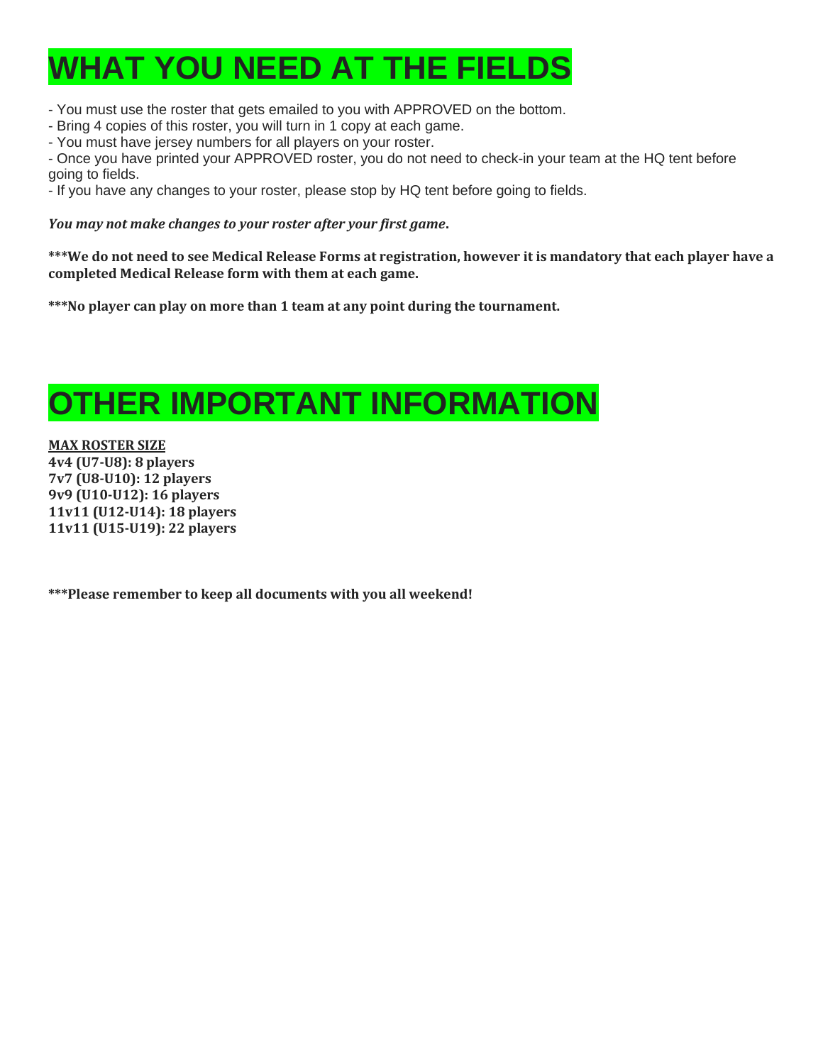# WHAT YOU NEED AT THE FIELDS

- You must use the roster that gets emailed to you with APPROVED on the bottom.
- Bring 4 copies of this roster, you will turn in 1 copy at each game.
- You must have jersey numbers for all players on your roster.
- Once you have printed your APPROVED roster, you do not need to check-in your team at the HQ tent before going to fields.
- If you have any changes to your roster, please stop by HQ tent before going to fields.

***You may not make changes to your roster after your first game*.**

**\*\*\*We do not need to see Medical Release Forms at registration, however it is mandatory that each player have a completed Medical Release form with them at each game.**

**\*\*\*No player can play on more than 1 team at any point during the tournament.**

# OTHER IMPORTANT INFORMATION

**<u>MAX ROSTER SIZE</u>**
**4v4 (U7-U8): 8 players**
**7v7 (U8-U10): 12 players**
**9v9 (U10-U12): 16 players**
**11v11 (U12-U14): 18 players**
**11v11 (U15-U19): 22 players**

**\*\*\*Please remember to keep all documents with you all weekend!**